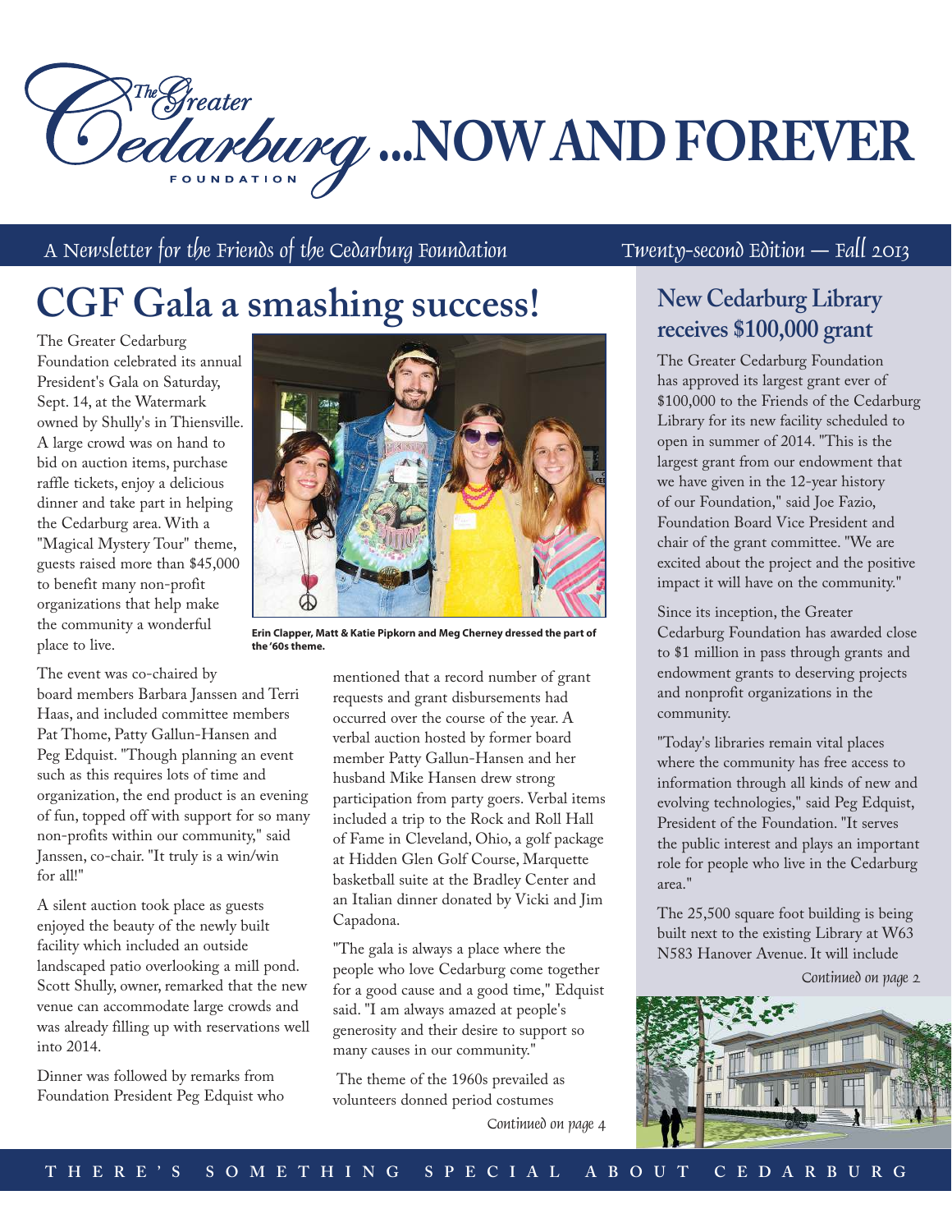# The Greater Cedarburg Foundation ...NOW AND FOREVER

A Newsletter for the Friends of the Cedarburg Foundation — Twenty-second Edition — Fall 2013

## CGF Gala a smashing success!

The Greater Cedarburg Foundation celebrated its annual President's Gala on Saturday, Sept. 14, at the Watermark owned by Shully's in Thiensville. A large crowd was on hand to bid on auction items, purchase raffle tickets, enjoy a delicious dinner and take part in helping the Cedarburg area. With a "Magical Mystery Tour" theme, guests raised more than $45,000 to benefit many non-profit organizations that help make the community a wonderful place to live.

**Erin Clapper, Matt & Katie Pipkorn and Meg Cherney dressed the part of the '60s theme.**

The event was co-chaired by board members Barbara Janssen and Terri Haas, and included committee members Pat Thome, Patty Gallun-Hansen and Peg Edquist. "Though planning an event such as this requires lots of time and organization, the end product is an evening of fun, topped off with support for so many non-profits within our community," said Janssen, co-chair. "It truly is a win/win for all!"

A silent auction took place as guests enjoyed the beauty of the newly built facility which included an outside landscaped patio overlooking a mill pond. Scott Shully, owner, remarked that the new venue can accommodate large crowds and was already filling up with reservations well into 2014.

Dinner was followed by remarks from Foundation President Peg Edquist who mentioned that a record number of grant requests and grant disbursements had occurred over the course of the year. A verbal auction hosted by former board member Patty Gallun-Hansen and her husband Mike Hansen drew strong participation from party goers. Verbal items included a trip to the Rock and Roll Hall of Fame in Cleveland, Ohio, a golf package at Hidden Glen Golf Course, Marquette basketball suite at the Bradley Center and an Italian dinner donated by Vicki and Jim Capadona.

"The gala is always a place where the people who love Cedarburg come together for a good cause and a good time," Edquist said. "I am always amazed at people's generosity and their desire to support so many causes in our community."

The theme of the 1960s prevailed as volunteers donned period costumes

*Continued on page 4*

## New Cedarburg Library receives $100,000 grant

The Greater Cedarburg Foundation has approved its largest grant ever of $100,000 to the Friends of the Cedarburg Library for its new facility scheduled to open in summer of 2014. "This is the largest grant from our endowment that we have given in the 12-year history of our Foundation," said Joe Fazio, Foundation Board Vice President and chair of the grant committee. "We are excited about the project and the positive impact it will have on the community."

Since its inception, the Greater Cedarburg Foundation has awarded close to $1 million in pass through grants and endowment grants to deserving projects and nonprofit organizations in the community.

"Today's libraries remain vital places where the community has free access to information through all kinds of new and evolving technologies," said Peg Edquist, President of the Foundation. "It serves the public interest and plays an important role for people who live in the Cedarburg area."

The 25,500 square foot building is being built next to the existing Library at W63 N583 Hanover Avenue. It will include

*Continued on page 2*

THERE'S SOMETHING SPECIAL ABOUT CEDARBURG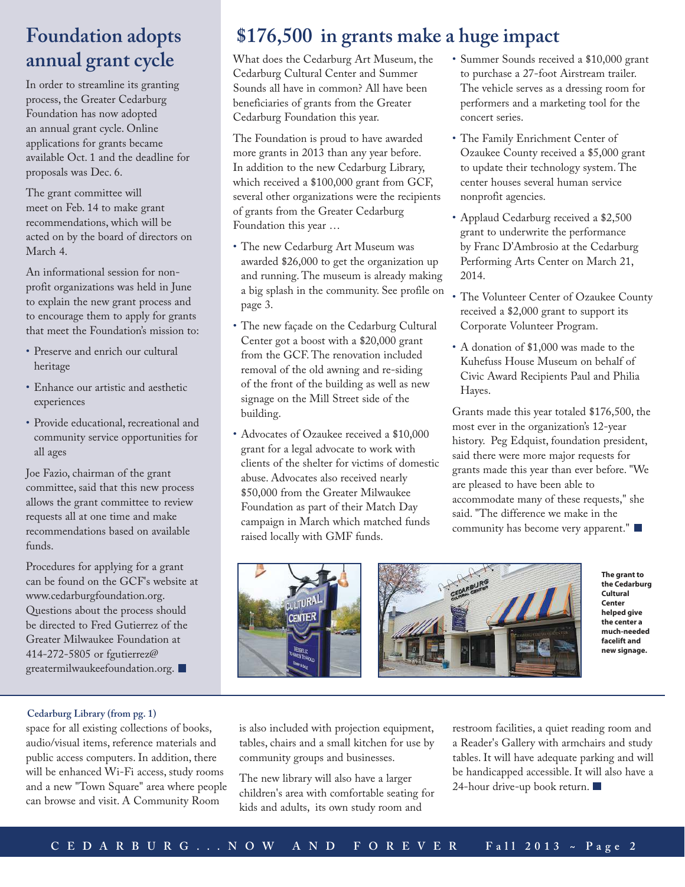## Foundation adopts annual grant cycle

In order to streamline its granting process, the Greater Cedarburg Foundation has now adopted an annual grant cycle. Online applications for grants became available Oct. 1 and the deadline for proposals was Dec. 6.

The grant committee will meet on Feb. 14 to make grant recommendations, which will be acted on by the board of directors on March 4.

An informational session for non-profit organizations was held in June to explain the new grant process and to encourage them to apply for grants that meet the Foundation's mission to:

- Preserve and enrich our cultural heritage
- Enhance our artistic and aesthetic experiences
- Provide educational, recreational and community service opportunities for all ages

Joe Fazio, chairman of the grant committee, said that this new process allows the grant committee to review requests all at one time and make recommendations based on available funds.

Procedures for applying for a grant can be found on the GCF's website at www.cedarburgfoundation.org. Questions about the process should be directed to Fred Gutierrez of the Greater Milwaukee Foundation at 414-272-5805 or fgutierrez@greatermilwaukeefoundation.org.

## $176,500 in grants make a huge impact

What does the Cedarburg Art Museum, the Cedarburg Cultural Center and Summer Sounds all have in common? All have been beneficiaries of grants from the Greater Cedarburg Foundation this year.

The Foundation is proud to have awarded more grants in 2013 than any year before. In addition to the new Cedarburg Library, which received a $100,000 grant from GCF, several other organizations were the recipients of grants from the Greater Cedarburg Foundation this year …

- The new Cedarburg Art Museum was awarded $26,000 to get the organization up and running. The museum is already making a big splash in the community. See profile on page 3.
- The new façade on the Cedarburg Cultural Center got a boost with a $20,000 grant from the GCF. The renovation included removal of the old awning and re-siding of the front of the building as well as new signage on the Mill Street side of the building.
- Advocates of Ozaukee received a $10,000 grant for a legal advocate to work with clients of the shelter for victims of domestic abuse. Advocates also received nearly $50,000 from the Greater Milwaukee Foundation as part of their Match Day campaign in March which matched funds raised locally with GMF funds.
- Summer Sounds received a $10,000 grant to purchase a 27-foot Airstream trailer. The vehicle serves as a dressing room for performers and a marketing tool for the concert series.
- The Family Enrichment Center of Ozaukee County received a $5,000 grant to update their technology system. The center houses several human service nonprofit agencies.
- Applaud Cedarburg received a $2,500 grant to underwrite the performance by Franc D'Ambrosio at the Cedarburg Performing Arts Center on March 21, 2014.
- The Volunteer Center of Ozaukee County received a $2,000 grant to support its Corporate Volunteer Program.
- A donation of $1,000 was made to the Kuhefuss House Museum on behalf of Civic Award Recipients Paul and Philia Hayes.

Grants made this year totaled $176,500, the most ever in the organization's 12-year history. Peg Edquist, foundation president, said there were more major requests for grants made this year than ever before. "We are pleased to have been able to accommodate many of these requests," she said. "The difference we make in the community has become very apparent."

**The grant to the Cedarburg Cultural Center helped give the center a much-needed facelift and new signage.**

**Cedarburg Library (from pg. 1)**

space for all existing collections of books, audio/visual items, reference materials and public access computers. In addition, there will be enhanced Wi-Fi access, study rooms and a new "Town Square" area where people can browse and visit. A Community Room is also included with projection equipment, tables, chairs and a small kitchen for use by community groups and businesses.

The new library will also have a larger children's area with comfortable seating for kids and adults, its own study room and restroom facilities, a quiet reading room and a Reader's Gallery with armchairs and study tables. It will have adequate parking and will be handicapped accessible. It will also have a 24-hour drive-up book return.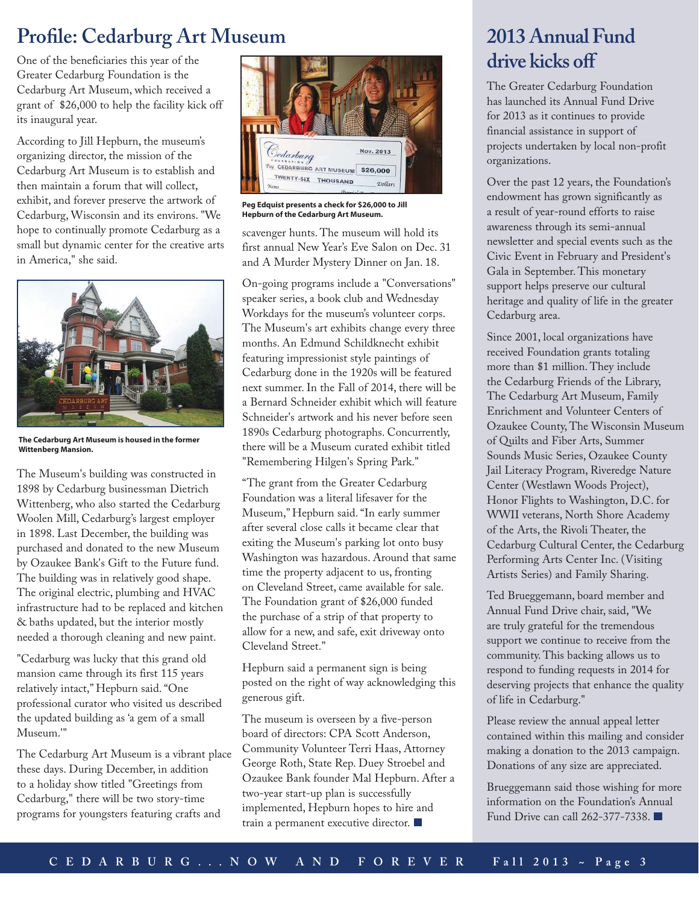# Profile: Cedarburg Art Museum

One of the beneficiaries this year of the Greater Cedarburg Foundation is the Cedarburg Art Museum, which received a grant of $26,000 to help the facility kick off its inaugural year.

According to Jill Hepburn, the museum's organizing director, the mission of the Cedarburg Art Museum is to establish and then maintain a forum that will collect, exhibit, and forever preserve the artwork of Cedarburg, Wisconsin and its environs. "We hope to continually promote Cedarburg as a small but dynamic center for the creative arts in America," she said.

**The Cedarburg Art Museum is housed in the former Wittenberg Mansion.**

The Museum's building was constructed in 1898 by Cedarburg businessman Dietrich Wittenberg, who also started the Cedarburg Woolen Mill, Cedarburg's largest employer in 1898. Last December, the building was purchased and donated to the new Museum by Ozaukee Bank's Gift to the Future fund. The building was in relatively good shape. The original electric, plumbing and HVAC infrastructure had to be replaced and kitchen & baths updated, but the interior mostly needed a thorough cleaning and new paint.

"Cedarburg was lucky that this grand old mansion came through its first 115 years relatively intact," Hepburn said. "One professional curator who visited us described the updated building as 'a gem of a small Museum.'"

The Cedarburg Art Museum is a vibrant place these days. During December, in addition to a holiday show titled "Greetings from Cedarburg," there will be two story-time programs for youngsters featuring crafts and scavenger hunts. The museum will hold its first annual New Year's Eve Salon on Dec. 31 and A Murder Mystery Dinner on Jan. 18.

**Peg Edquist presents a check for $26,000 to Jill Hepburn of the Cedarburg Art Museum.**

On-going programs include a "Conversations" speaker series, a book club and Wednesday Workdays for the museum's volunteer corps. The Museum's art exhibits change every three months. An Edmund Schildknecht exhibit featuring impressionist style paintings of Cedarburg done in the 1920s will be featured next summer. In the Fall of 2014, there will be a Bernard Schneider exhibit which will feature Schneider's artwork and his never before seen 1890s Cedarburg photographs. Concurrently, there will be a Museum curated exhibit titled "Remembering Hilgen's Spring Park."

"The grant from the Greater Cedarburg Foundation was a literal lifesaver for the Museum," Hepburn said. "In early summer after several close calls it became clear that exiting the Museum's parking lot onto busy Washington was hazardous. Around that same time the property adjacent to us, fronting on Cleveland Street, came available for sale. The Foundation grant of $26,000 funded the purchase of a strip of that property to allow for a new, and safe, exit driveway onto Cleveland Street."

Hepburn said a permanent sign is being posted on the right of way acknowledging this generous gift.

The museum is overseen by a five-person board of directors: CPA Scott Anderson, Community Volunteer Terri Haas, Attorney George Roth, State Rep. Duey Stroebel and Ozaukee Bank founder Mal Hepburn. After a two-year start-up plan is successfully implemented, Hepburn hopes to hire and train a permanent executive director. ■

# 2013 Annual Fund drive kicks off

The Greater Cedarburg Foundation has launched its Annual Fund Drive for 2013 as it continues to provide financial assistance in support of projects undertaken by local non-profit organizations.

Over the past 12 years, the Foundation's endowment has grown significantly as a result of year-round efforts to raise awareness through its semi-annual newsletter and special events such as the Civic Event in February and President's Gala in September. This monetary support helps preserve our cultural heritage and quality of life in the greater Cedarburg area.

Since 2001, local organizations have received Foundation grants totaling more than $1 million. They include the Cedarburg Friends of the Library, The Cedarburg Art Museum, Family Enrichment and Volunteer Centers of Ozaukee County, The Wisconsin Museum of Quilts and Fiber Arts, Summer Sounds Music Series, Ozaukee County Jail Literacy Program, Riveredge Nature Center (Westlawn Woods Project), Honor Flights to Washington, D.C. for WWII veterans, North Shore Academy of the Arts, the Rivoli Theater, the Cedarburg Cultural Center, the Cedarburg Performing Arts Center Inc. (Visiting Artists Series) and Family Sharing.

Ted Brueggemann, board member and Annual Fund Drive chair, said, "We are truly grateful for the tremendous support we continue to receive from the community. This backing allows us to respond to funding requests in 2014 for deserving projects that enhance the quality of life in Cedarburg."

Please review the annual appeal letter contained within this mailing and consider making a donation to the 2013 campaign. Donations of any size are appreciated.

Brueggemann said those wishing for more information on the Foundation's Annual Fund Drive can call 262-377-7338. ■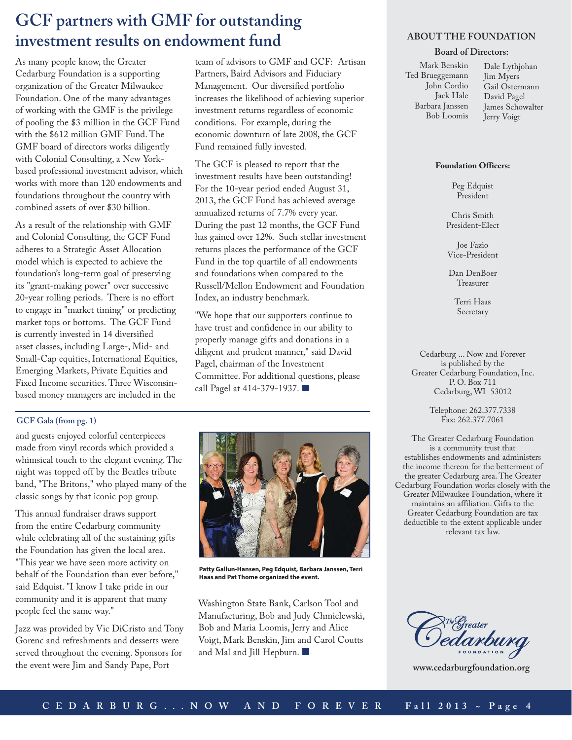# GCF partners with GMF for outstanding investment results on endowment fund

As many people know, the Greater Cedarburg Foundation is a supporting organization of the Greater Milwaukee Foundation. One of the many advantages of working with the GMF is the privilege of pooling the $3 million in the GCF Fund with the $612 million GMF Fund. The GMF board of directors works diligently with Colonial Consulting, a New York-based professional investment advisor, which works with more than 120 endowments and foundations throughout the country with combined assets of over $30 billion.

As a result of the relationship with GMF and Colonial Consulting, the GCF Fund adheres to a Strategic Asset Allocation model which is expected to achieve the foundation's long-term goal of preserving its "grant-making power" over successive 20-year rolling periods. There is no effort to engage in "market timing" or predicting market tops or bottoms. The GCF Fund is currently invested in 14 diversified asset classes, including Large-, Mid- and Small-Cap equities, International Equities, Emerging Markets, Private Equities and Fixed Income securities. Three Wisconsin-based money managers are included in the team of advisors to GMF and GCF: Artisan Partners, Baird Advisors and Fiduciary Management. Our diversified portfolio increases the likelihood of achieving superior investment returns regardless of economic conditions. For example, during the economic downturn of late 2008, the GCF Fund remained fully invested.

The GCF is pleased to report that the investment results have been outstanding! For the 10-year period ended August 31, 2013, the GCF Fund has achieved average annualized returns of 7.7% every year. During the past 12 months, the GCF Fund has gained over 12%. Such stellar investment returns places the performance of the GCF Fund in the top quartile of all endowments and foundations when compared to the Russell/Mellon Endowment and Foundation Index, an industry benchmark.

"We hope that our supporters continue to have trust and confidence in our ability to properly manage gifts and donations in a diligent and prudent manner," said David Pagel, chairman of the Investment Committee. For additional questions, please call Pagel at 414-379-1937. ■

## GCF Gala (from pg. 1)

and guests enjoyed colorful centerpieces made from vinyl records which provided a whimsical touch to the elegant evening. The night was topped off by the Beatles tribute band, "The Britons," who played many of the classic songs by that iconic pop group.

This annual fundraiser draws support from the entire Cedarburg community while celebrating all of the sustaining gifts the Foundation has given the local area. "This year we have seen more activity on behalf of the Foundation than ever before," said Edquist. "I know I take pride in our community and it is apparent that many people feel the same way."

Jazz was provided by Vic DiCristo and Tony Gorenc and refreshments and desserts were served throughout the evening. Sponsors for the event were Jim and Sandy Pape, Port Washington State Bank, Carlson Tool and Manufacturing, Bob and Judy Chmielewski, Bob and Maria Loomis, Jerry and Alice Voigt, Mark Benskin, Jim and Carol Coutts and Mal and Jill Hepburn. ■

**Patty Gallun-Hansen, Peg Edquist, Barbara Janssen, Terri Haas and Pat Thome organized the event.**

## ABOUT THE FOUNDATION

**Board of Directors:**

Mark Benskin
Ted Brueggemann
John Cordio
Jack Hale
Barbara Janssen
Bob Loomis
Dale Lythjohan
Jim Myers
Gail Ostermann
David Pagel
James Schowalter
Jerry Voigt

**Foundation Officers:**

Peg Edquist
President

Chris Smith
President-Elect

Joe Fazio
Vice-President

Dan DenBoer
Treasurer

Terri Haas
Secretary

Cedarburg ... Now and Forever
is published by the
Greater Cedarburg Foundation, Inc.
P. O. Box 711
Cedarburg, WI 53012

Telephone: 262.377.7338
Fax: 262.377.7061

The Greater Cedarburg Foundation is a community trust that establishes endowments and administers the income thereon for the betterment of the greater Cedarburg area. The Greater Cedarburg Foundation works closely with the Greater Milwaukee Foundation, where it maintains an affiliation. Gifts to the Greater Cedarburg Foundation are tax deductible to the extent applicable under relevant tax law.

The Greater Cedarburg Foundation

**www.cedarburgfoundation.org**